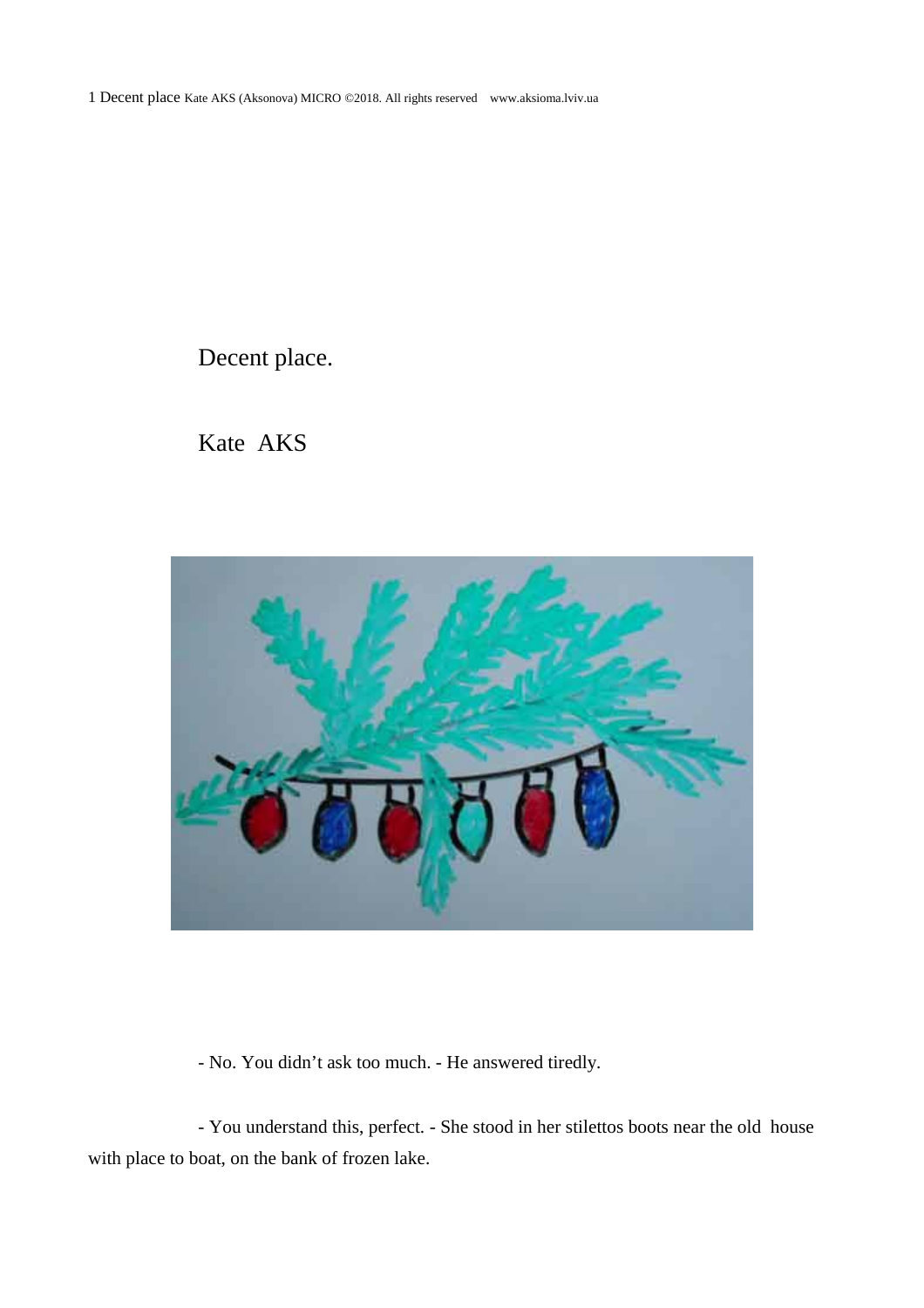# Decent place.

Kate AKS

- No. You didn't ask too much. - He answered tiredly.

- You understand this, perfect. - She stood in her stilettos boots near the old house with place to boat, on the bank of frozen lake.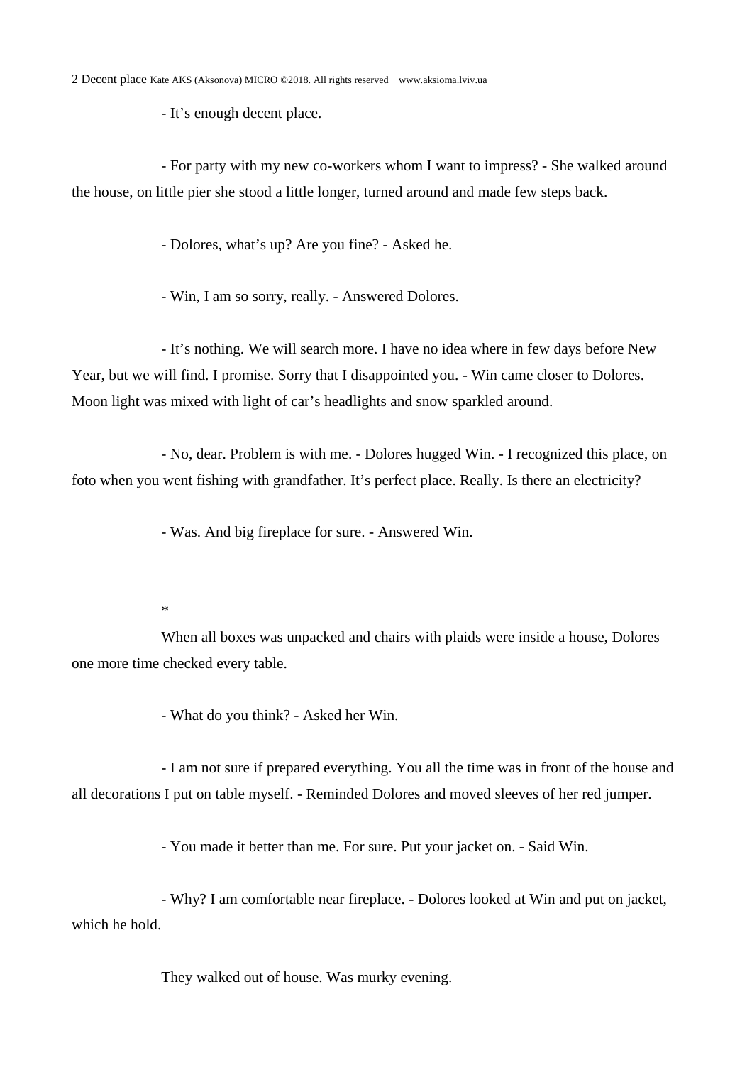- It's enough decent place.

- For party with my new co-workers whom I want to impress? - She walked around the house, on little pier she stood a little longer, turned around and made few steps back.

- Dolores, what's up? Are you fine? - Asked he.

- Win, I am so sorry, really. - Answered Dolores.

- It's nothing. We will search more. I have no idea where in few days before New Year, but we will find. I promise. Sorry that I disappointed you. - Win came closer to Dolores. Moon light was mixed with light of car's headlights and snow sparkled around.

- No, dear. Problem is with me. - Dolores hugged Win. - I recognized this place, on foto when you went fishing with grandfather. It's perfect place. Really. Is there an electricity?

- Was. And big fireplace for sure. - Answered Win.

*

When all boxes was unpacked and chairs with plaids were inside a house, Dolores one more time checked every table.

- What do you think? - Asked her Win.

- I am not sure if prepared everything. You all the time was in front of the house and all decorations I put on table myself. - Reminded Dolores and moved sleeves of her red jumper.

- You made it better than me. For sure. Put your jacket on. - Said Win.

- Why? I am comfortable near fireplace. - Dolores looked at Win and put on jacket, which he hold.

They walked out of house. Was murky evening.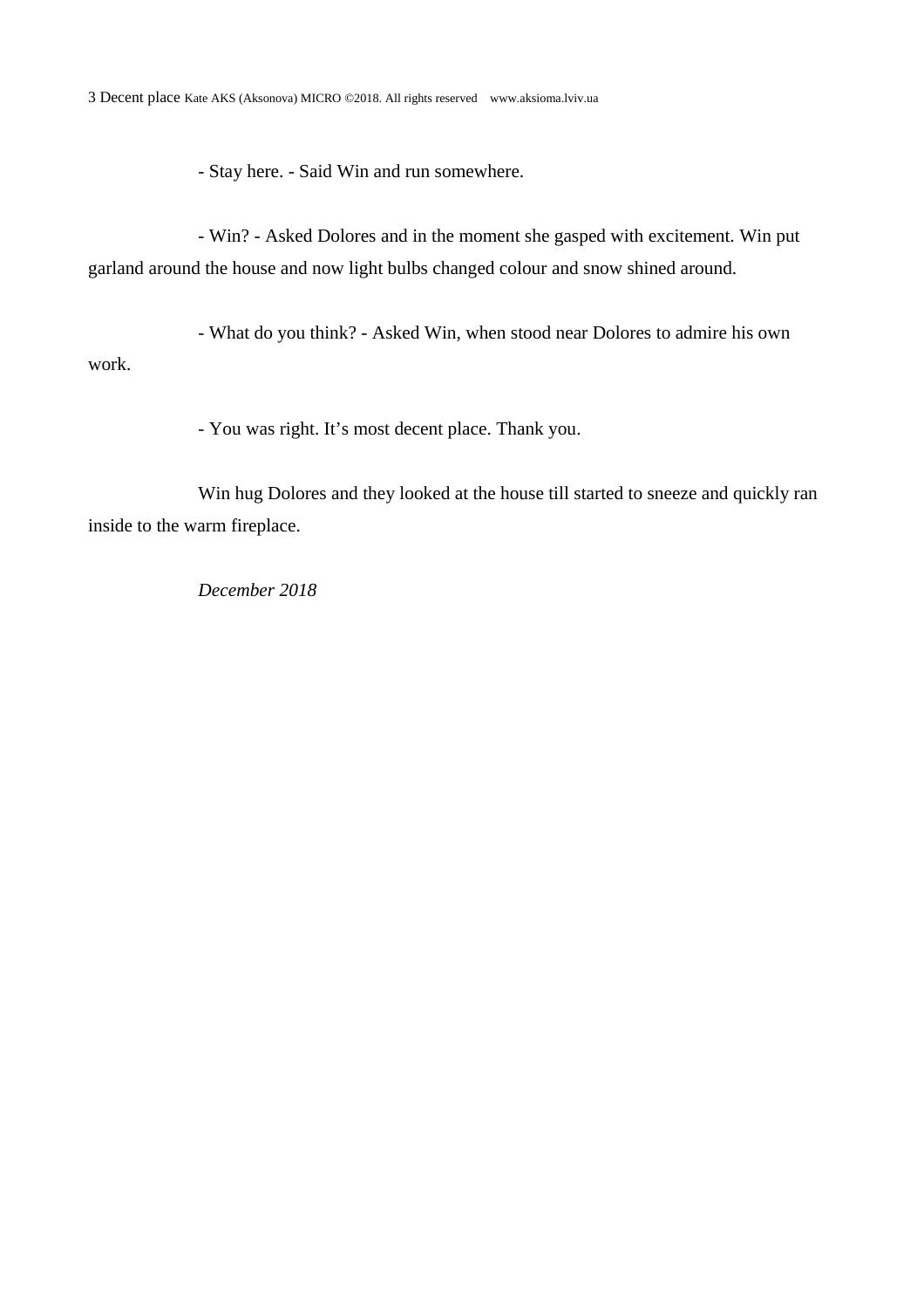- Stay here. - Said Win and run somewhere.

- Win? - Asked Dolores and in the moment she gasped with excitement. Win put garland around the house and now light bulbs changed colour and snow shined around.

- What do you think? - Asked Win, when stood near Dolores to admire his own work.

- You was right. It's most decent place. Thank you.

Win hug Dolores and they looked at the house till started to sneeze and quickly ran inside to the warm fireplace.

*December 2018*